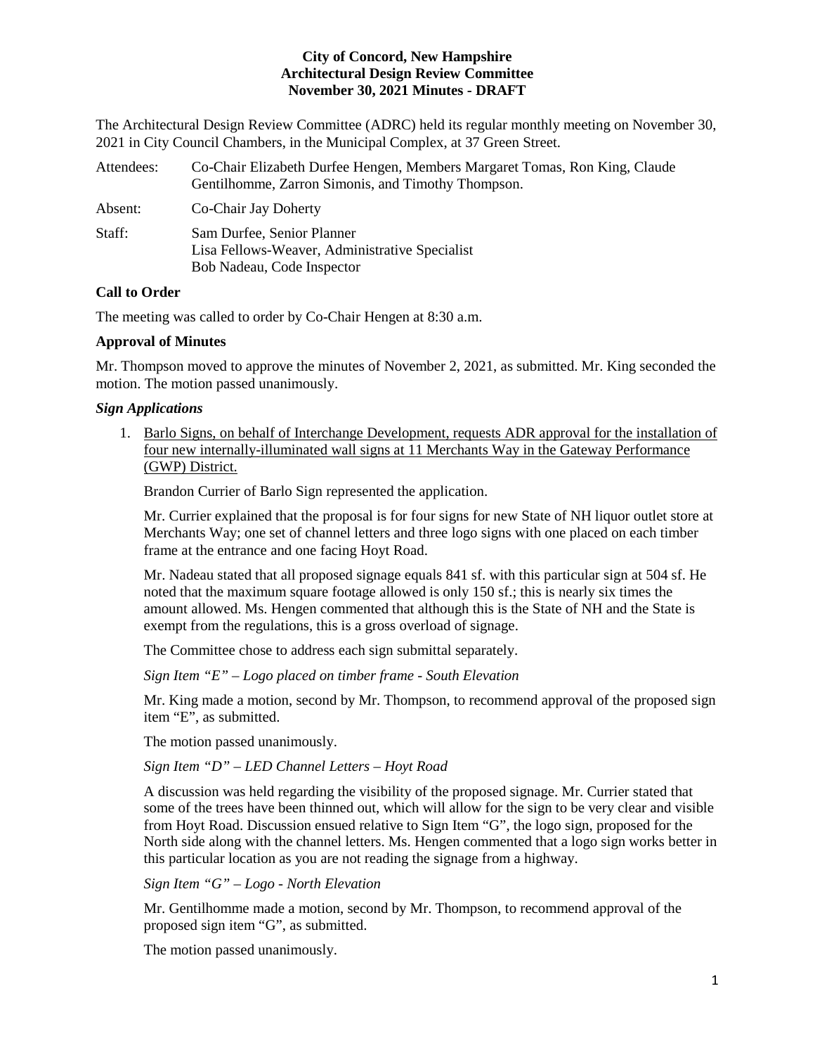**City of Concord, New Hampshire**
**Architectural Design Review Committee**
**November 30, 2021 Minutes - DRAFT**

The Architectural Design Review Committee (ADRC) held its regular monthly meeting on November 30, 2021 in City Council Chambers, in the Municipal Complex, at 37 Green Street.

Attendees: Co-Chair Elizabeth Durfee Hengen, Members Margaret Tomas, Ron King, Claude Gentilhomme, Zarron Simonis, and Timothy Thompson.

Absent: Co-Chair Jay Doherty

Staff: Sam Durfee, Senior Planner
Lisa Fellows-Weaver, Administrative Specialist
Bob Nadeau, Code Inspector

## Call to Order

The meeting was called to order by Co-Chair Hengen at 8:30 a.m.

## Approval of Minutes

Mr. Thompson moved to approve the minutes of November 2, 2021, as submitted. Mr. King seconded the motion. The motion passed unanimously.

## *Sign Applications*

1. Barlo Signs, on behalf of Interchange Development, requests ADR approval for the installation of four new internally-illuminated wall signs at 11 Merchants Way in the Gateway Performance (GWP) District.

   Brandon Currier of Barlo Sign represented the application.

   Mr. Currier explained that the proposal is for four signs for new State of NH liquor outlet store at Merchants Way; one set of channel letters and three logo signs with one placed on each timber frame at the entrance and one facing Hoyt Road.

   Mr. Nadeau stated that all proposed signage equals 841 sf. with this particular sign at 504 sf. He noted that the maximum square footage allowed is only 150 sf.; this is nearly six times the amount allowed. Ms. Hengen commented that although this is the State of NH and the State is exempt from the regulations, this is a gross overload of signage.

   The Committee chose to address each sign submittal separately.

   *Sign Item "E" – Logo placed on timber frame - South Elevation*

   Mr. King made a motion, second by Mr. Thompson, to recommend approval of the proposed sign item "E", as submitted.

   The motion passed unanimously.

   *Sign Item "D" – LED Channel Letters – Hoyt Road*

   A discussion was held regarding the visibility of the proposed signage. Mr. Currier stated that some of the trees have been thinned out, which will allow for the sign to be very clear and visible from Hoyt Road. Discussion ensued relative to Sign Item "G", the logo sign, proposed for the North side along with the channel letters. Ms. Hengen commented that a logo sign works better in this particular location as you are not reading the signage from a highway.

   *Sign Item "G" – Logo - North Elevation*

   Mr. Gentilhomme made a motion, second by Mr. Thompson, to recommend approval of the proposed sign item "G", as submitted.

   The motion passed unanimously.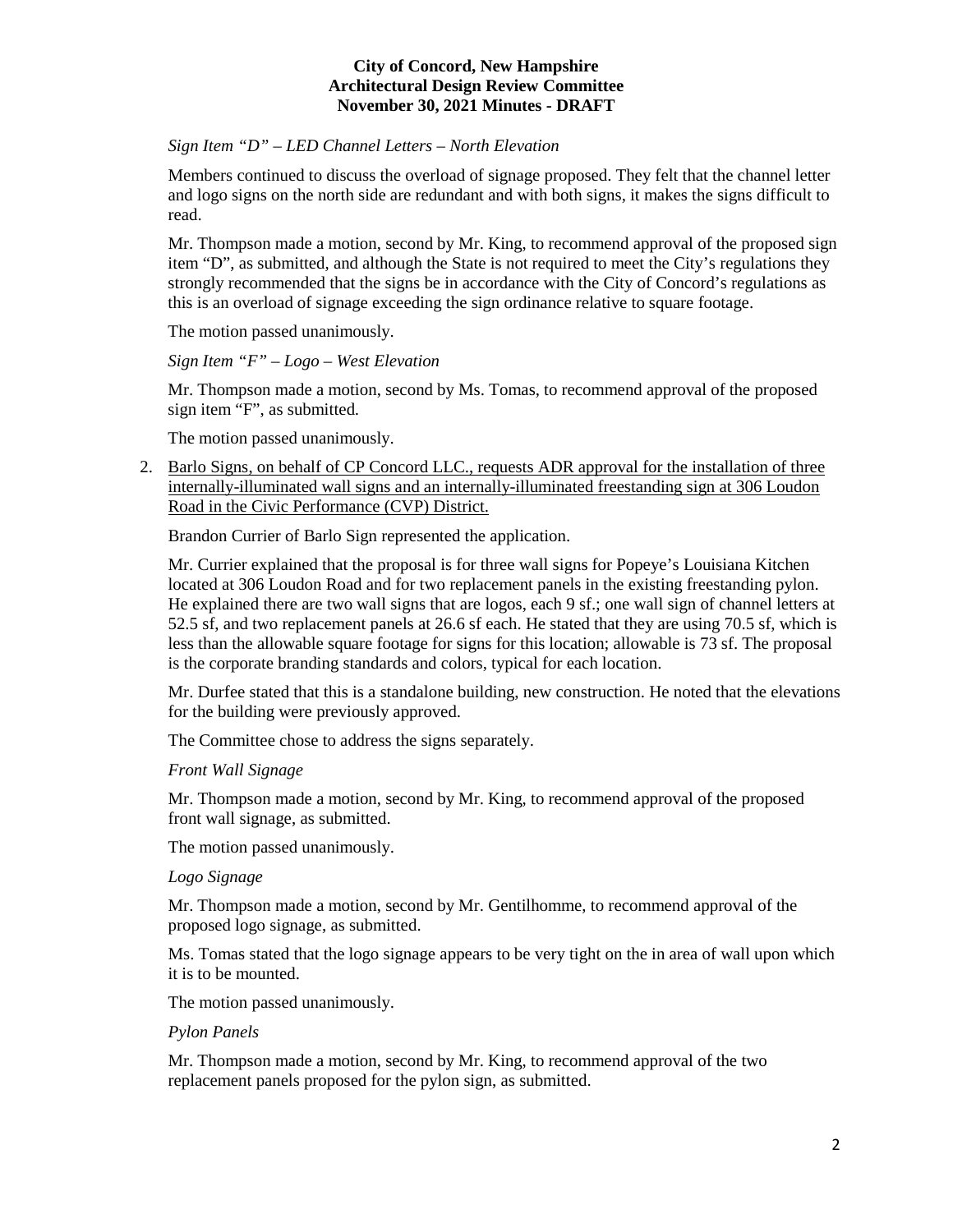*Sign Item "D" – LED Channel Letters – North Elevation*

Members continued to discuss the overload of signage proposed. They felt that the channel letter and logo signs on the north side are redundant and with both signs, it makes the signs difficult to read.

Mr. Thompson made a motion, second by Mr. King, to recommend approval of the proposed sign item "D", as submitted, and although the State is not required to meet the City's regulations they strongly recommended that the signs be in accordance with the City of Concord's regulations as this is an overload of signage exceeding the sign ordinance relative to square footage.

The motion passed unanimously.

*Sign Item "F" – Logo – West Elevation*

Mr. Thompson made a motion, second by Ms. Tomas, to recommend approval of the proposed sign item "F", as submitted.

The motion passed unanimously.

2. Barlo Signs, on behalf of CP Concord LLC., requests ADR approval for the installation of three internally-illuminated wall signs and an internally-illuminated freestanding sign at 306 Loudon Road in the Civic Performance (CVP) District.

   Brandon Currier of Barlo Sign represented the application.

   Mr. Currier explained that the proposal is for three wall signs for Popeye's Louisiana Kitchen located at 306 Loudon Road and for two replacement panels in the existing freestanding pylon. He explained there are two wall signs that are logos, each 9 sf.; one wall sign of channel letters at 52.5 sf, and two replacement panels at 26.6 sf each. He stated that they are using 70.5 sf, which is less than the allowable square footage for signs for this location; allowable is 73 sf. The proposal is the corporate branding standards and colors, typical for each location.

   Mr. Durfee stated that this is a standalone building, new construction. He noted that the elevations for the building were previously approved.

   The Committee chose to address the signs separately.

   *Front Wall Signage*

   Mr. Thompson made a motion, second by Mr. King, to recommend approval of the proposed front wall signage, as submitted.

   The motion passed unanimously.

   *Logo Signage*

   Mr. Thompson made a motion, second by Mr. Gentilhomme, to recommend approval of the proposed logo signage, as submitted.

   Ms. Tomas stated that the logo signage appears to be very tight on the in area of wall upon which it is to be mounted.

   The motion passed unanimously.

   *Pylon Panels*

   Mr. Thompson made a motion, second by Mr. King, to recommend approval of the two replacement panels proposed for the pylon sign, as submitted.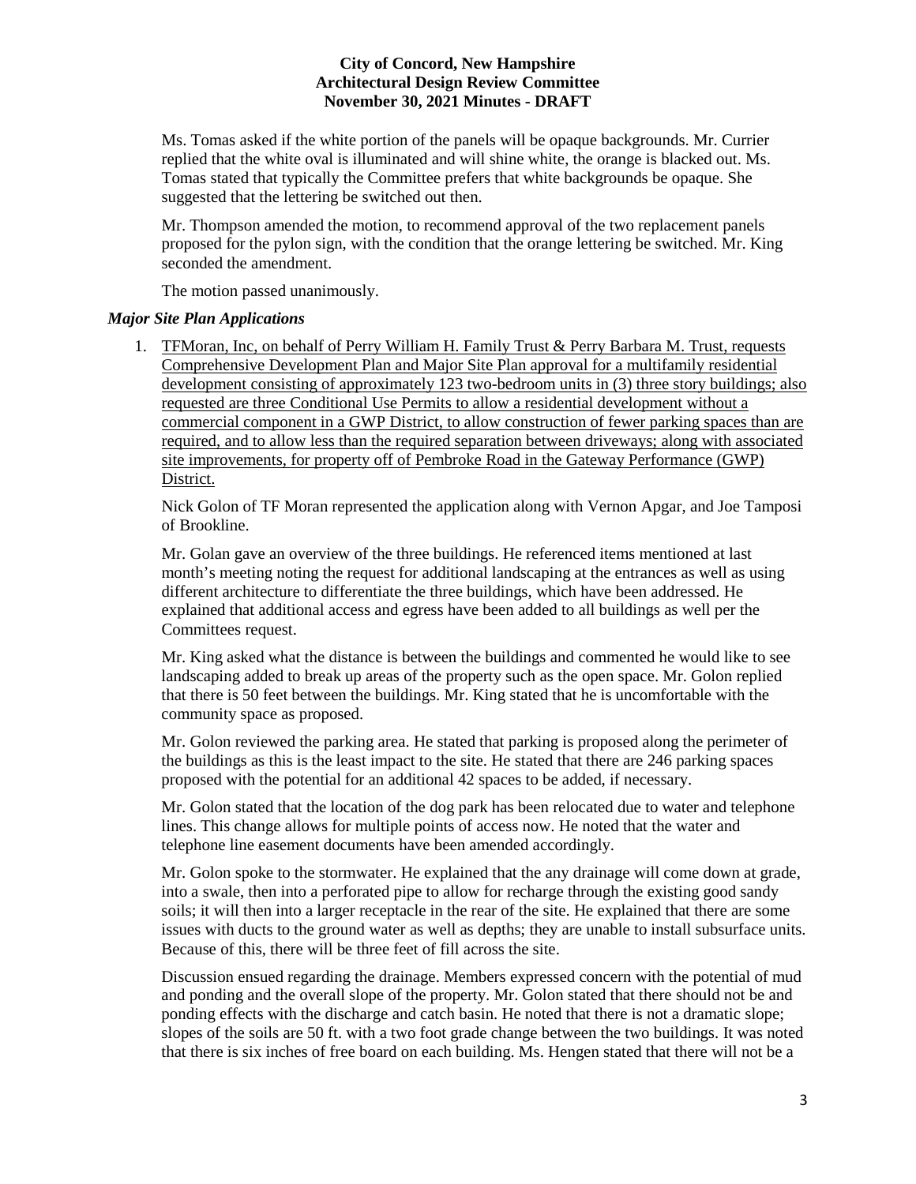Ms. Tomas asked if the white portion of the panels will be opaque backgrounds. Mr. Currier replied that the white oval is illuminated and will shine white, the orange is blacked out. Ms. Tomas stated that typically the Committee prefers that white backgrounds be opaque. She suggested that the lettering be switched out then.

Mr. Thompson amended the motion, to recommend approval of the two replacement panels proposed for the pylon sign, with the condition that the orange lettering be switched. Mr. King seconded the amendment.

The motion passed unanimously.

### *Major Site Plan Applications*

1. <u>TFMoran, Inc, on behalf of Perry William H. Family Trust & Perry Barbara M. Trust, requests Comprehensive Development Plan and Major Site Plan approval for a multifamily residential development consisting of approximately 123 two-bedroom units in (3) three story buildings; also requested are three Conditional Use Permits to allow a residential development without a commercial component in a GWP District, to allow construction of fewer parking spaces than are required, and to allow less than the required separation between driveways; along with associated site improvements, for property off of Pembroke Road in the Gateway Performance (GWP) District.</u>

   Nick Golon of TF Moran represented the application along with Vernon Apgar, and Joe Tamposi of Brookline.

   Mr. Golan gave an overview of the three buildings. He referenced items mentioned at last month's meeting noting the request for additional landscaping at the entrances as well as using different architecture to differentiate the three buildings, which have been addressed. He explained that additional access and egress have been added to all buildings as well per the Committees request.

   Mr. King asked what the distance is between the buildings and commented he would like to see landscaping added to break up areas of the property such as the open space. Mr. Golon replied that there is 50 feet between the buildings. Mr. King stated that he is uncomfortable with the community space as proposed.

   Mr. Golon reviewed the parking area. He stated that parking is proposed along the perimeter of the buildings as this is the least impact to the site. He stated that there are 246 parking spaces proposed with the potential for an additional 42 spaces to be added, if necessary.

   Mr. Golon stated that the location of the dog park has been relocated due to water and telephone lines. This change allows for multiple points of access now. He noted that the water and telephone line easement documents have been amended accordingly.

   Mr. Golon spoke to the stormwater. He explained that the any drainage will come down at grade, into a swale, then into a perforated pipe to allow for recharge through the existing good sandy soils; it will then into a larger receptacle in the rear of the site. He explained that there are some issues with ducts to the ground water as well as depths; they are unable to install subsurface units. Because of this, there will be three feet of fill across the site.

   Discussion ensued regarding the drainage. Members expressed concern with the potential of mud and ponding and the overall slope of the property. Mr. Golon stated that there should not be and ponding effects with the discharge and catch basin. He noted that there is not a dramatic slope; slopes of the soils are 50 ft. with a two foot grade change between the two buildings. It was noted that there is six inches of free board on each building. Ms. Hengen stated that there will not be a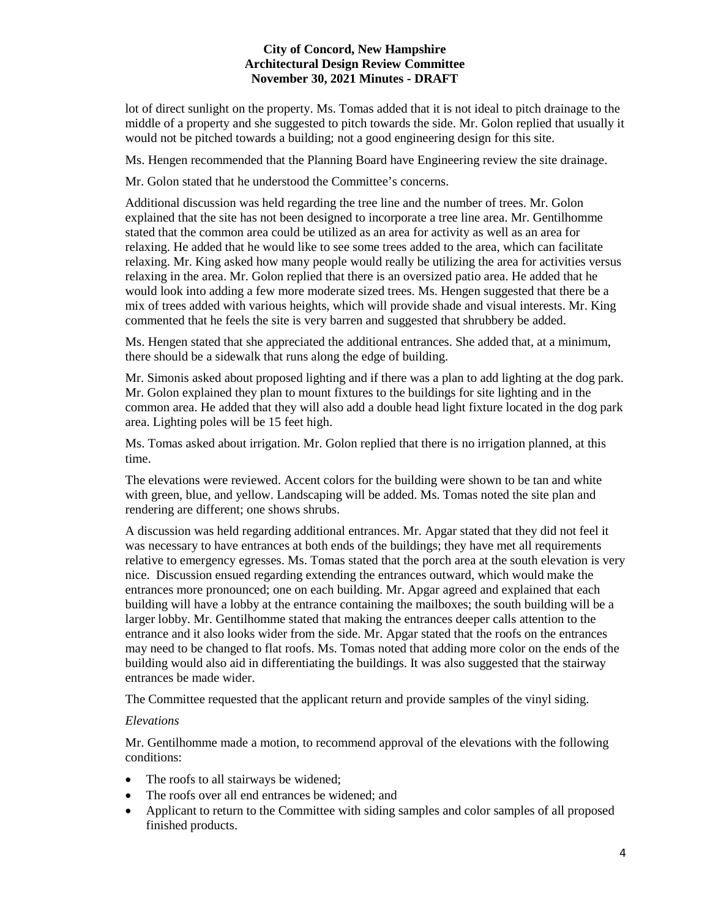lot of direct sunlight on the property. Ms. Tomas added that it is not ideal to pitch drainage to the middle of a property and she suggested to pitch towards the side. Mr. Golon replied that usually it would not be pitched towards a building; not a good engineering design for this site.

Ms. Hengen recommended that the Planning Board have Engineering review the site drainage.

Mr. Golon stated that he understood the Committee's concerns.

Additional discussion was held regarding the tree line and the number of trees. Mr. Golon explained that the site has not been designed to incorporate a tree line area. Mr. Gentilhomme stated that the common area could be utilized as an area for activity as well as an area for relaxing. He added that he would like to see some trees added to the area, which can facilitate relaxing. Mr. King asked how many people would really be utilizing the area for activities versus relaxing in the area. Mr. Golon replied that there is an oversized patio area. He added that he would look into adding a few more moderate sized trees. Ms. Hengen suggested that there be a mix of trees added with various heights, which will provide shade and visual interests. Mr. King commented that he feels the site is very barren and suggested that shrubbery be added.

Ms. Hengen stated that she appreciated the additional entrances. She added that, at a minimum, there should be a sidewalk that runs along the edge of building.

Mr. Simonis asked about proposed lighting and if there was a plan to add lighting at the dog park. Mr. Golon explained they plan to mount fixtures to the buildings for site lighting and in the common area. He added that they will also add a double head light fixture located in the dog park area. Lighting poles will be 15 feet high.

Ms. Tomas asked about irrigation. Mr. Golon replied that there is no irrigation planned, at this time.

The elevations were reviewed. Accent colors for the building were shown to be tan and white with green, blue, and yellow. Landscaping will be added. Ms. Tomas noted the site plan and rendering are different; one shows shrubs.

A discussion was held regarding additional entrances. Mr. Apgar stated that they did not feel it was necessary to have entrances at both ends of the buildings; they have met all requirements relative to emergency egresses. Ms. Tomas stated that the porch area at the south elevation is very nice. Discussion ensued regarding extending the entrances outward, which would make the entrances more pronounced; one on each building. Mr. Apgar agreed and explained that each building will have a lobby at the entrance containing the mailboxes; the south building will be a larger lobby. Mr. Gentilhomme stated that making the entrances deeper calls attention to the entrance and it also looks wider from the side. Mr. Apgar stated that the roofs on the entrances may need to be changed to flat roofs. Ms. Tomas noted that adding more color on the ends of the building would also aid in differentiating the buildings. It was also suggested that the stairway entrances be made wider.

The Committee requested that the applicant return and provide samples of the vinyl siding.

*Elevations*

Mr. Gentilhomme made a motion, to recommend approval of the elevations with the following conditions:

- The roofs to all stairways be widened;
- The roofs over all end entrances be widened; and
- Applicant to return to the Committee with siding samples and color samples of all proposed finished products.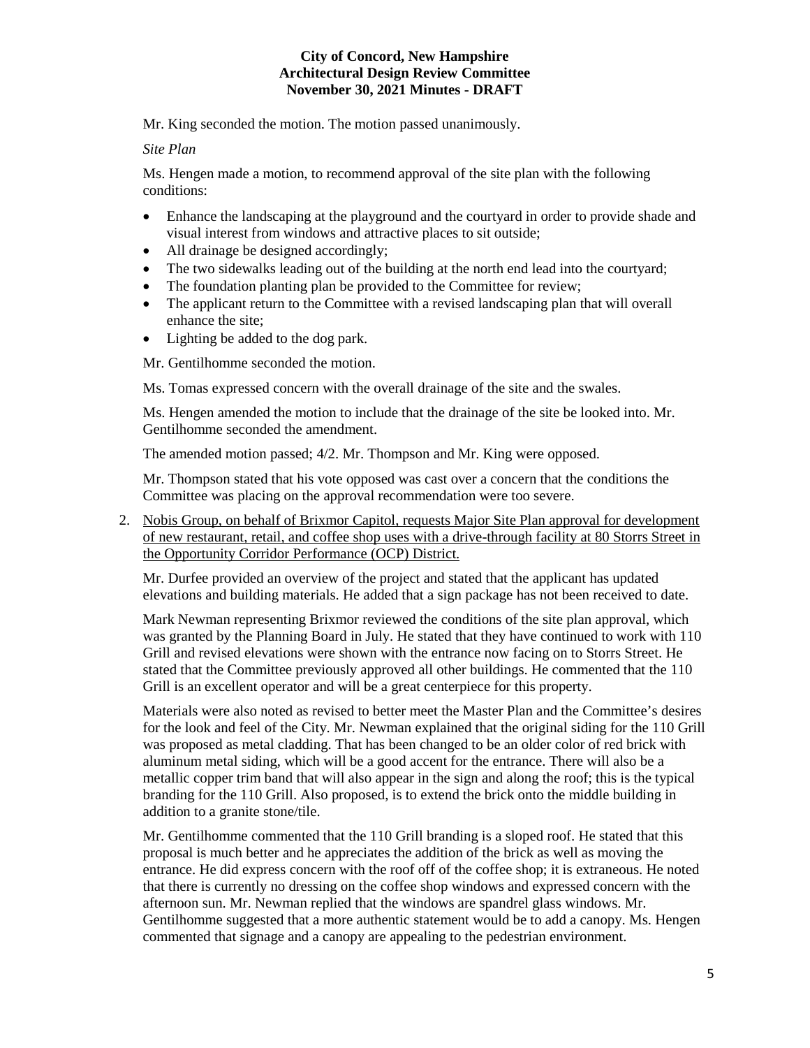Mr. King seconded the motion. The motion passed unanimously.

*Site Plan*

Ms. Hengen made a motion, to recommend approval of the site plan with the following conditions:

- Enhance the landscaping at the playground and the courtyard in order to provide shade and visual interest from windows and attractive places to sit outside;
- All drainage be designed accordingly;
- The two sidewalks leading out of the building at the north end lead into the courtyard;
- The foundation planting plan be provided to the Committee for review;
- The applicant return to the Committee with a revised landscaping plan that will overall enhance the site;
- Lighting be added to the dog park.

Mr. Gentilhomme seconded the motion.

Ms. Tomas expressed concern with the overall drainage of the site and the swales.

Ms. Hengen amended the motion to include that the drainage of the site be looked into. Mr. Gentilhomme seconded the amendment.

The amended motion passed; 4/2. Mr. Thompson and Mr. King were opposed.

Mr. Thompson stated that his vote opposed was cast over a concern that the conditions the Committee was placing on the approval recommendation were too severe.

2. Nobis Group, on behalf of Brixmor Capitol, requests Major Site Plan approval for development of new restaurant, retail, and coffee shop uses with a drive-through facility at 80 Storrs Street in the Opportunity Corridor Performance (OCP) District.

   Mr. Durfee provided an overview of the project and stated that the applicant has updated elevations and building materials. He added that a sign package has not been received to date.

   Mark Newman representing Brixmor reviewed the conditions of the site plan approval, which was granted by the Planning Board in July. He stated that they have continued to work with 110 Grill and revised elevations were shown with the entrance now facing on to Storrs Street. He stated that the Committee previously approved all other buildings. He commented that the 110 Grill is an excellent operator and will be a great centerpiece for this property.

   Materials were also noted as revised to better meet the Master Plan and the Committee's desires for the look and feel of the City. Mr. Newman explained that the original siding for the 110 Grill was proposed as metal cladding. That has been changed to be an older color of red brick with aluminum metal siding, which will be a good accent for the entrance. There will also be a metallic copper trim band that will also appear in the sign and along the roof; this is the typical branding for the 110 Grill. Also proposed, is to extend the brick onto the middle building in addition to a granite stone/tile.

   Mr. Gentilhomme commented that the 110 Grill branding is a sloped roof. He stated that this proposal is much better and he appreciates the addition of the brick as well as moving the entrance. He did express concern with the roof off of the coffee shop; it is extraneous. He noted that there is currently no dressing on the coffee shop windows and expressed concern with the afternoon sun. Mr. Newman replied that the windows are spandrel glass windows. Mr. Gentilhomme suggested that a more authentic statement would be to add a canopy. Ms. Hengen commented that signage and a canopy are appealing to the pedestrian environment.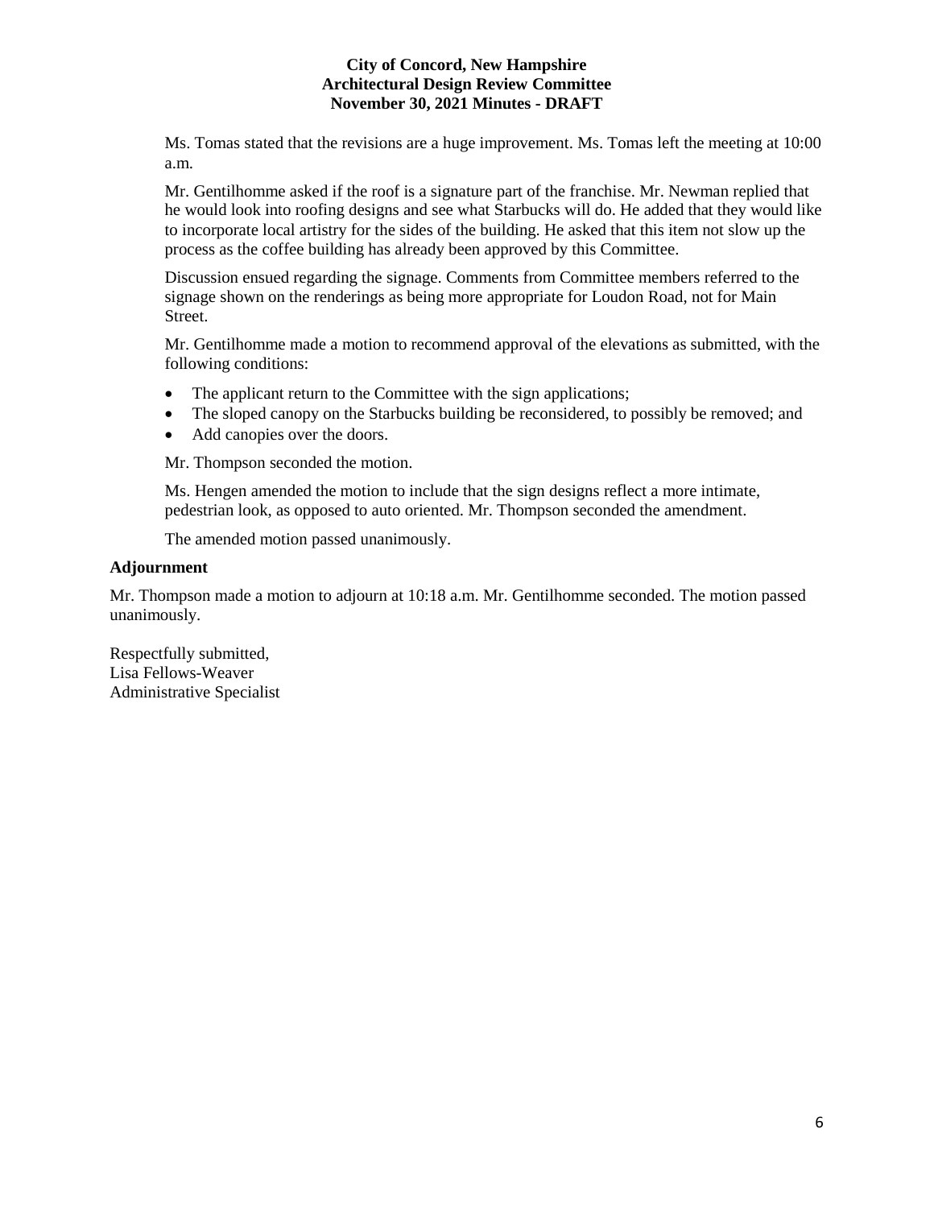Ms. Tomas stated that the revisions are a huge improvement. Ms. Tomas left the meeting at 10:00 a.m.

Mr. Gentilhomme asked if the roof is a signature part of the franchise. Mr. Newman replied that he would look into roofing designs and see what Starbucks will do. He added that they would like to incorporate local artistry for the sides of the building. He asked that this item not slow up the process as the coffee building has already been approved by this Committee.

Discussion ensued regarding the signage. Comments from Committee members referred to the signage shown on the renderings as being more appropriate for Loudon Road, not for Main Street.

Mr. Gentilhomme made a motion to recommend approval of the elevations as submitted, with the following conditions:

- The applicant return to the Committee with the sign applications;
- The sloped canopy on the Starbucks building be reconsidered, to possibly be removed; and
- Add canopies over the doors.

Mr. Thompson seconded the motion.

Ms. Hengen amended the motion to include that the sign designs reflect a more intimate, pedestrian look, as opposed to auto oriented. Mr. Thompson seconded the amendment.

The amended motion passed unanimously.

**Adjournment**

Mr. Thompson made a motion to adjourn at 10:18 a.m. Mr. Gentilhomme seconded. The motion passed unanimously.

Respectfully submitted,
Lisa Fellows-Weaver
Administrative Specialist